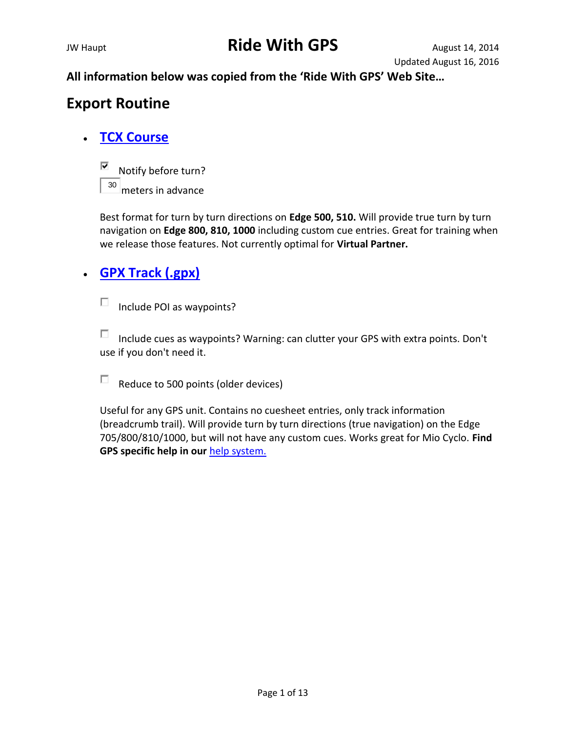JW Haupt

# Ride With GPS

August 14, 2014
Updated August 16, 2016

**All information below was copied from the 'Ride With GPS' Web Site…**

## Export Routine

- ### TCX Course

  ☑ Notify before turn?
  
  [30] meters in advance

  Best format for turn by turn directions on **Edge 500, 510.** Will provide true turn by turn navigation on **Edge 800, 810, 1000** including custom cue entries. Great for training when we release those features. Not currently optimal for **Virtual Partner.**

- ### GPX Track (.gpx)

  ☐ Include POI as waypoints?

  ☐ Include cues as waypoints? Warning: can clutter your GPS with extra points. Don't use if you don't need it.

  ☐ Reduce to 500 points (older devices)

  Useful for any GPS unit. Contains no cuesheet entries, only track information (breadcrumb trail). Will provide turn by turn directions (true navigation) on the Edge 705/800/810/1000, but will not have any custom cues. Works great for Mio Cyclo. **Find GPS specific help in our** help system.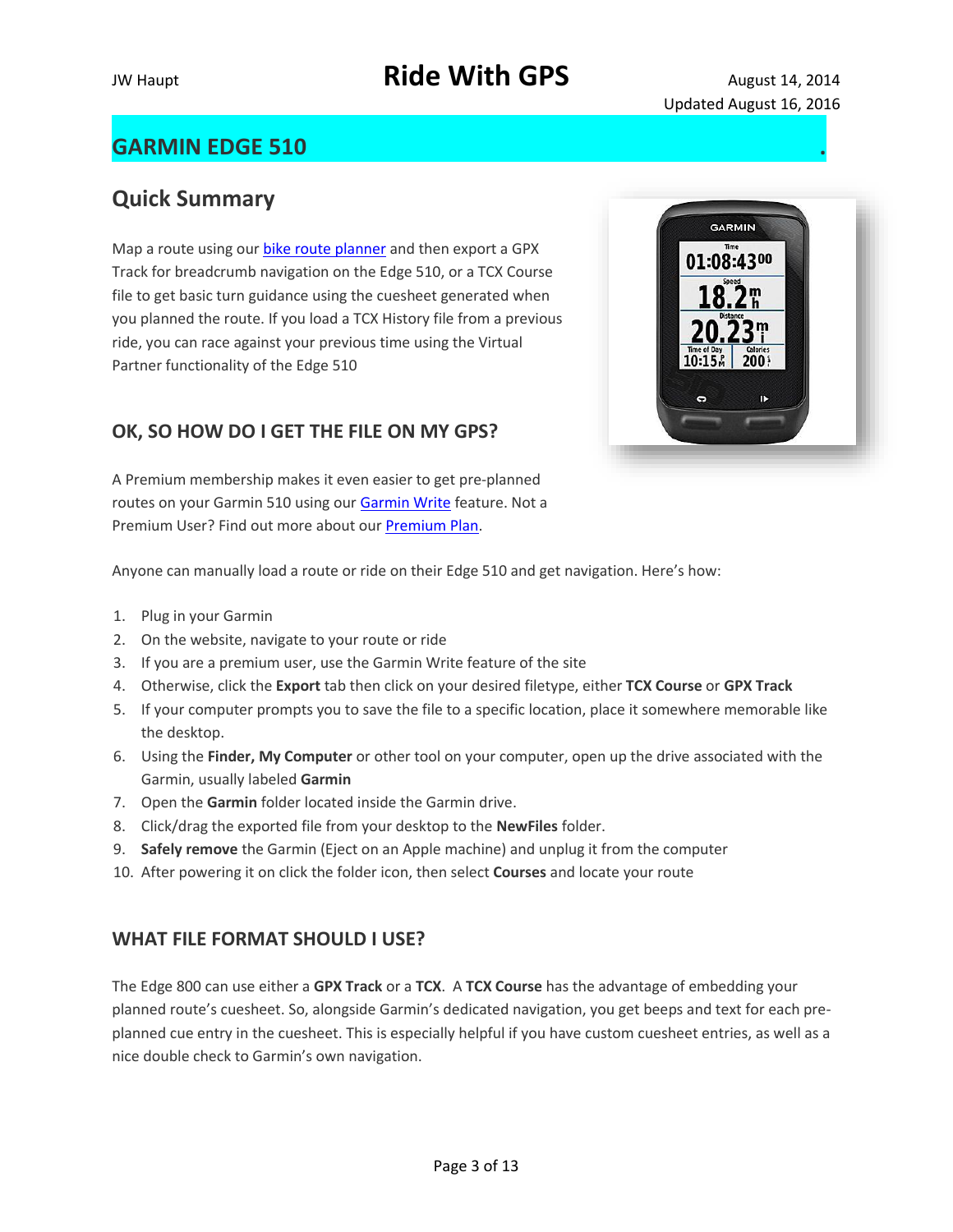JW Haupt

# Ride With GPS

August 14, 2014
Updated August 16, 2016

## GARMIN EDGE 510

## Quick Summary

Map a route using our bike route planner and then export a GPX Track for breadcrumb navigation on the Edge 510, or a TCX Course file to get basic turn guidance using the cuesheet generated when you planned the route. If you load a TCX History file from a previous ride, you can race against your previous time using the Virtual Partner functionality of the Edge 510

### OK, SO HOW DO I GET THE FILE ON MY GPS?

A Premium membership makes it even easier to get pre-planned routes on your Garmin 510 using our Garmin Write feature. Not a Premium User? Find out more about our Premium Plan.

Anyone can manually load a route or ride on their Edge 510 and get navigation. Here's how:

1. Plug in your Garmin
2. On the website, navigate to your route or ride
3. If you are a premium user, use the Garmin Write feature of the site
4. Otherwise, click the **Export** tab then click on your desired filetype, either **TCX Course** or **GPX Track**
5. If your computer prompts you to save the file to a specific location, place it somewhere memorable like the desktop.
6. Using the **Finder, My Computer** or other tool on your computer, open up the drive associated with the Garmin, usually labeled **Garmin**
7. Open the **Garmin** folder located inside the Garmin drive.
8. Click/drag the exported file from your desktop to the **NewFiles** folder.
9. **Safely remove** the Garmin (Eject on an Apple machine) and unplug it from the computer
10. After powering it on click the folder icon, then select **Courses** and locate your route

### WHAT FILE FORMAT SHOULD I USE?

The Edge 800 can use either a **GPX Track** or a **TCX**. A **TCX Course** has the advantage of embedding your planned route's cuesheet. So, alongside Garmin's dedicated navigation, you get beeps and text for each pre-planned cue entry in the cuesheet. This is especially helpful if you have custom cuesheet entries, as well as a nice double check to Garmin's own navigation.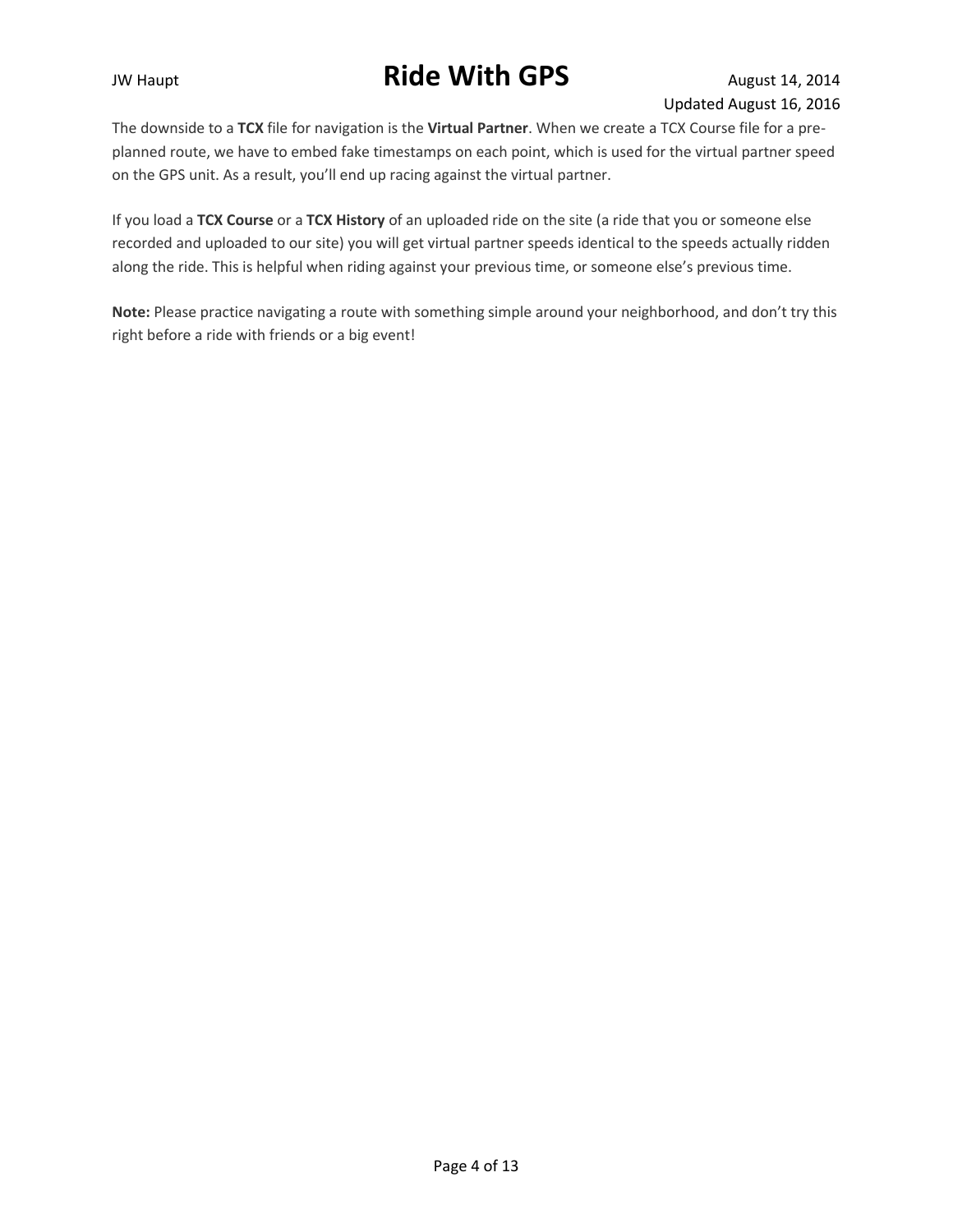The downside to a **TCX** file for navigation is the **Virtual Partner**. When we create a TCX Course file for a pre-planned route, we have to embed fake timestamps on each point, which is used for the virtual partner speed on the GPS unit. As a result, you'll end up racing against the virtual partner.

If you load a **TCX Course** or a **TCX History** of an uploaded ride on the site (a ride that you or someone else recorded and uploaded to our site) you will get virtual partner speeds identical to the speeds actually ridden along the ride. This is helpful when riding against your previous time, or someone else's previous time.

**Note:** Please practice navigating a route with something simple around your neighborhood, and don't try this right before a ride with friends or a big event!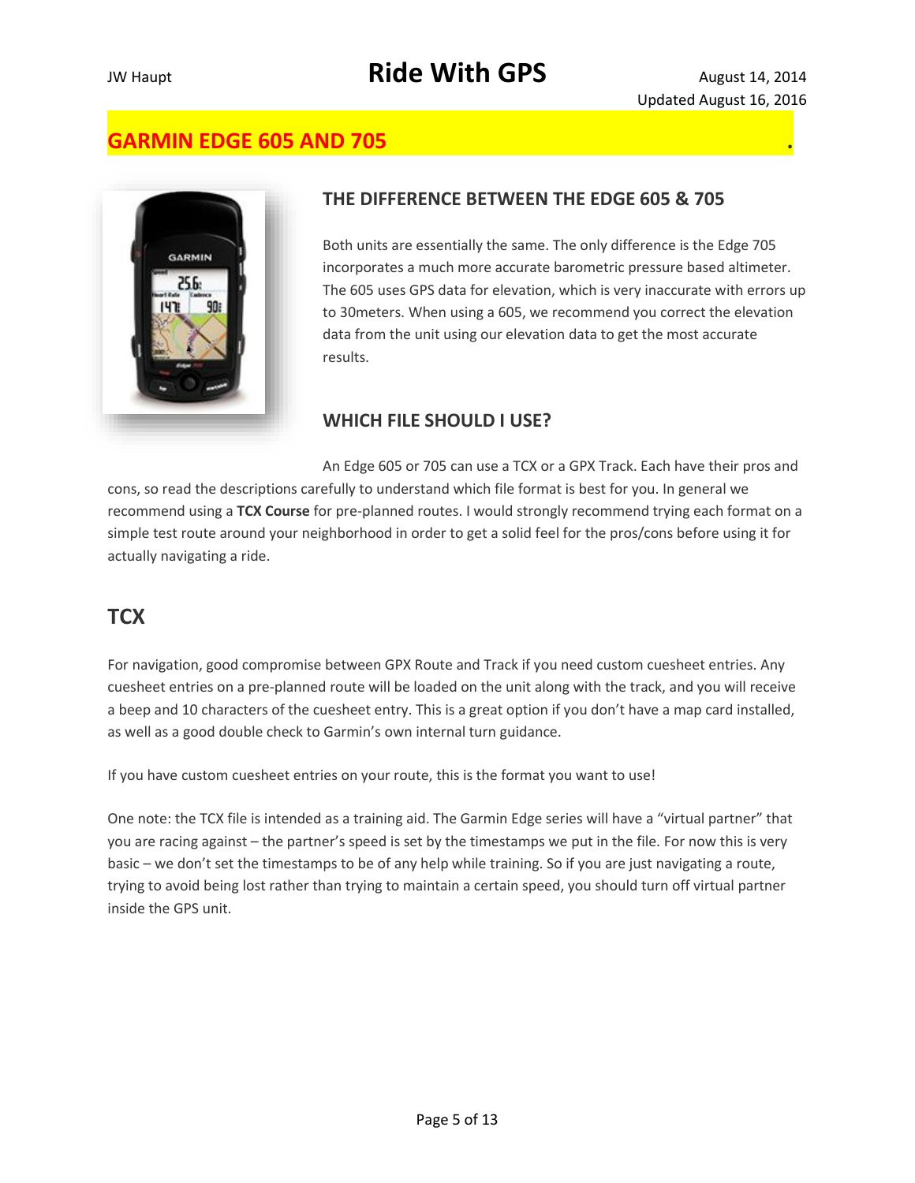## GARMIN EDGE 605 AND 705

### THE DIFFERENCE BETWEEN THE EDGE 605 & 705

Both units are essentially the same. The only difference is the Edge 705 incorporates a much more accurate barometric pressure based altimeter. The 605 uses GPS data for elevation, which is very inaccurate with errors up to 30meters. When using a 605, we recommend you correct the elevation data from the unit using our elevation data to get the most accurate results.

### WHICH FILE SHOULD I USE?

An Edge 605 or 705 can use a TCX or a GPX Track. Each have their pros and cons, so read the descriptions carefully to understand which file format is best for you. In general we recommend using a **TCX Course** for pre-planned routes. I would strongly recommend trying each format on a simple test route around your neighborhood in order to get a solid feel for the pros/cons before using it for actually navigating a ride.

## TCX

For navigation, good compromise between GPX Route and Track if you need custom cuesheet entries. Any cuesheet entries on a pre-planned route will be loaded on the unit along with the track, and you will receive a beep and 10 characters of the cuesheet entry. This is a great option if you don't have a map card installed, as well as a good double check to Garmin's own internal turn guidance.

If you have custom cuesheet entries on your route, this is the format you want to use!

One note: the TCX file is intended as a training aid. The Garmin Edge series will have a "virtual partner" that you are racing against – the partner's speed is set by the timestamps we put in the file. For now this is very basic – we don't set the timestamps to be of any help while training. So if you are just navigating a route, trying to avoid being lost rather than trying to maintain a certain speed, you should turn off virtual partner inside the GPS unit.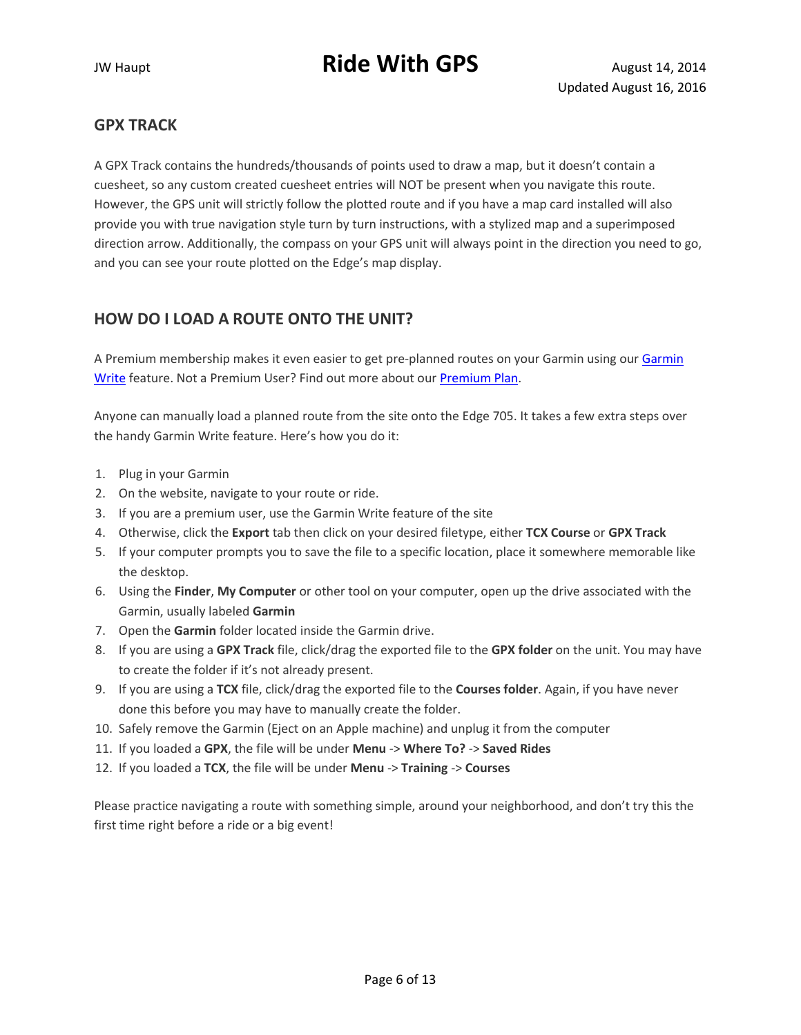## GPX TRACK

A GPX Track contains the hundreds/thousands of points used to draw a map, but it doesn't contain a cuesheet, so any custom created cuesheet entries will NOT be present when you navigate this route. However, the GPS unit will strictly follow the plotted route and if you have a map card installed will also provide you with true navigation style turn by turn instructions, with a stylized map and a superimposed direction arrow. Additionally, the compass on your GPS unit will always point in the direction you need to go, and you can see your route plotted on the Edge's map display.

## HOW DO I LOAD A ROUTE ONTO THE UNIT?

A Premium membership makes it even easier to get pre-planned routes on your Garmin using our Garmin Write feature. Not a Premium User? Find out more about our Premium Plan.

Anyone can manually load a planned route from the site onto the Edge 705. It takes a few extra steps over the handy Garmin Write feature. Here's how you do it:

1. Plug in your Garmin
2. On the website, navigate to your route or ride.
3. If you are a premium user, use the Garmin Write feature of the site
4. Otherwise, click the **Export** tab then click on your desired filetype, either **TCX Course** or **GPX Track**
5. If your computer prompts you to save the file to a specific location, place it somewhere memorable like the desktop.
6. Using the **Finder**, **My Computer** or other tool on your computer, open up the drive associated with the Garmin, usually labeled **Garmin**
7. Open the **Garmin** folder located inside the Garmin drive.
8. If you are using a **GPX Track** file, click/drag the exported file to the **GPX folder** on the unit. You may have to create the folder if it's not already present.
9. If you are using a **TCX** file, click/drag the exported file to the **Courses folder**. Again, if you have never done this before you may have to manually create the folder.
10. Safely remove the Garmin (Eject on an Apple machine) and unplug it from the computer
11. If you loaded a **GPX**, the file will be under **Menu** -> **Where To?** -> **Saved Rides**
12. If you loaded a **TCX**, the file will be under **Menu** -> **Training** -> **Courses**

Please practice navigating a route with something simple, around your neighborhood, and don't try this the first time right before a ride or a big event!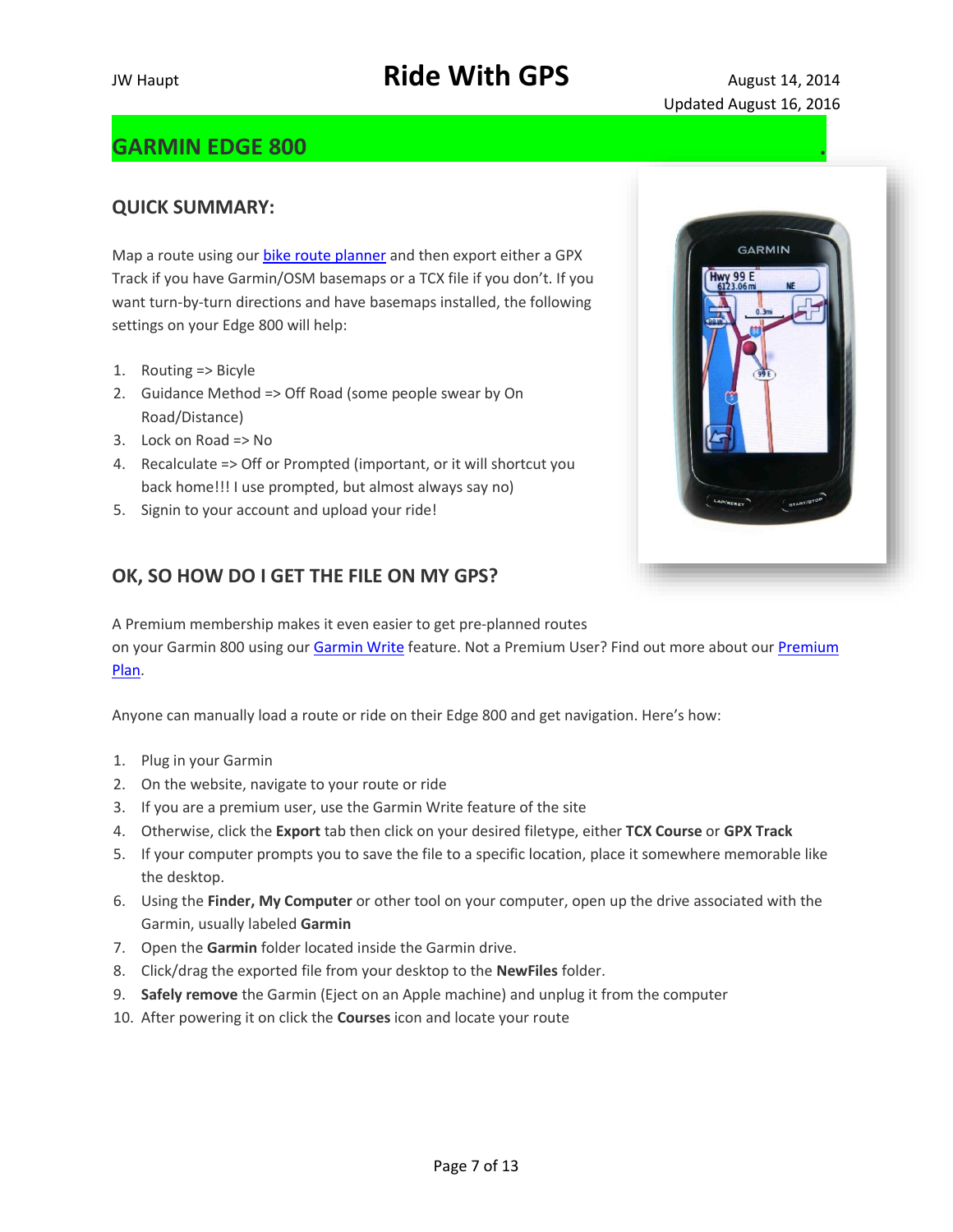## GARMIN EDGE 800

### QUICK SUMMARY:

Map a route using our bike route planner and then export either a GPX Track if you have Garmin/OSM basemaps or a TCX file if you don't. If you want turn-by-turn directions and have basemaps installed, the following settings on your Edge 800 will help:

1. Routing => Bicyle
2. Guidance Method => Off Road (some people swear by On Road/Distance)
3. Lock on Road => No
4. Recalculate => Off or Prompted (important, or it will shortcut you back home!!! I use prompted, but almost always say no)
5. Signin to your account and upload your ride!

### OK, SO HOW DO I GET THE FILE ON MY GPS?

A Premium membership makes it even easier to get pre-planned routes on your Garmin 800 using our Garmin Write feature. Not a Premium User? Find out more about our Premium Plan.

Anyone can manually load a route or ride on their Edge 800 and get navigation. Here's how:

1. Plug in your Garmin
2. On the website, navigate to your route or ride
3. If you are a premium user, use the Garmin Write feature of the site
4. Otherwise, click the **Export** tab then click on your desired filetype, either **TCX Course** or **GPX Track**
5. If your computer prompts you to save the file to a specific location, place it somewhere memorable like the desktop.
6. Using the **Finder, My Computer** or other tool on your computer, open up the drive associated with the Garmin, usually labeled **Garmin**
7. Open the **Garmin** folder located inside the Garmin drive.
8. Click/drag the exported file from your desktop to the **NewFiles** folder.
9. **Safely remove** the Garmin (Eject on an Apple machine) and unplug it from the computer
10. After powering it on click the **Courses** icon and locate your route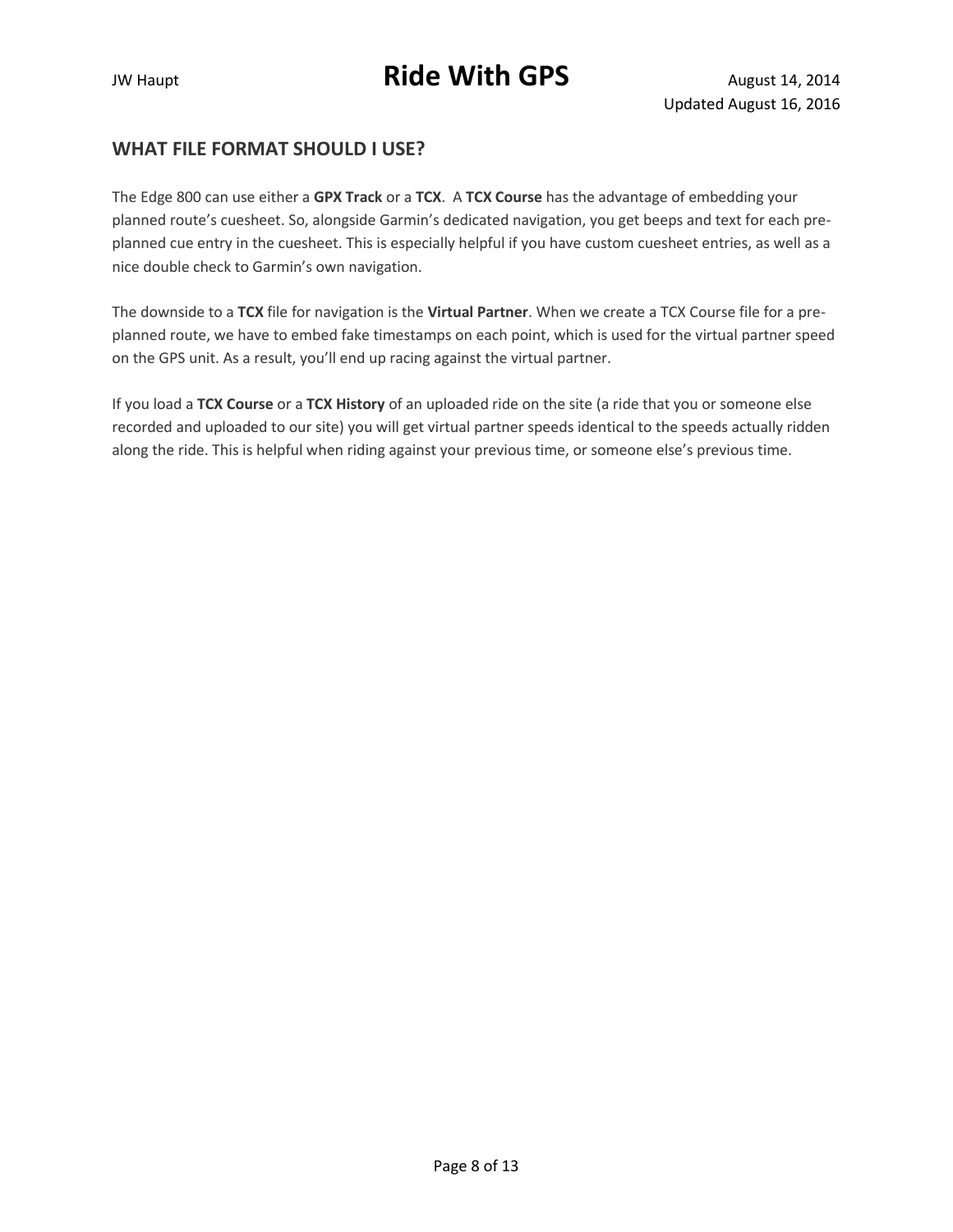## WHAT FILE FORMAT SHOULD I USE?

The Edge 800 can use either a **GPX Track** or a **TCX**.  A **TCX Course** has the advantage of embedding your planned route's cuesheet. So, alongside Garmin's dedicated navigation, you get beeps and text for each pre-planned cue entry in the cuesheet. This is especially helpful if you have custom cuesheet entries, as well as a nice double check to Garmin's own navigation.

The downside to a **TCX** file for navigation is the **Virtual Partner**. When we create a TCX Course file for a pre-planned route, we have to embed fake timestamps on each point, which is used for the virtual partner speed on the GPS unit. As a result, you'll end up racing against the virtual partner.

If you load a **TCX Course** or a **TCX History** of an uploaded ride on the site (a ride that you or someone else recorded and uploaded to our site) you will get virtual partner speeds identical to the speeds actually ridden along the ride. This is helpful when riding against your previous time, or someone else's previous time.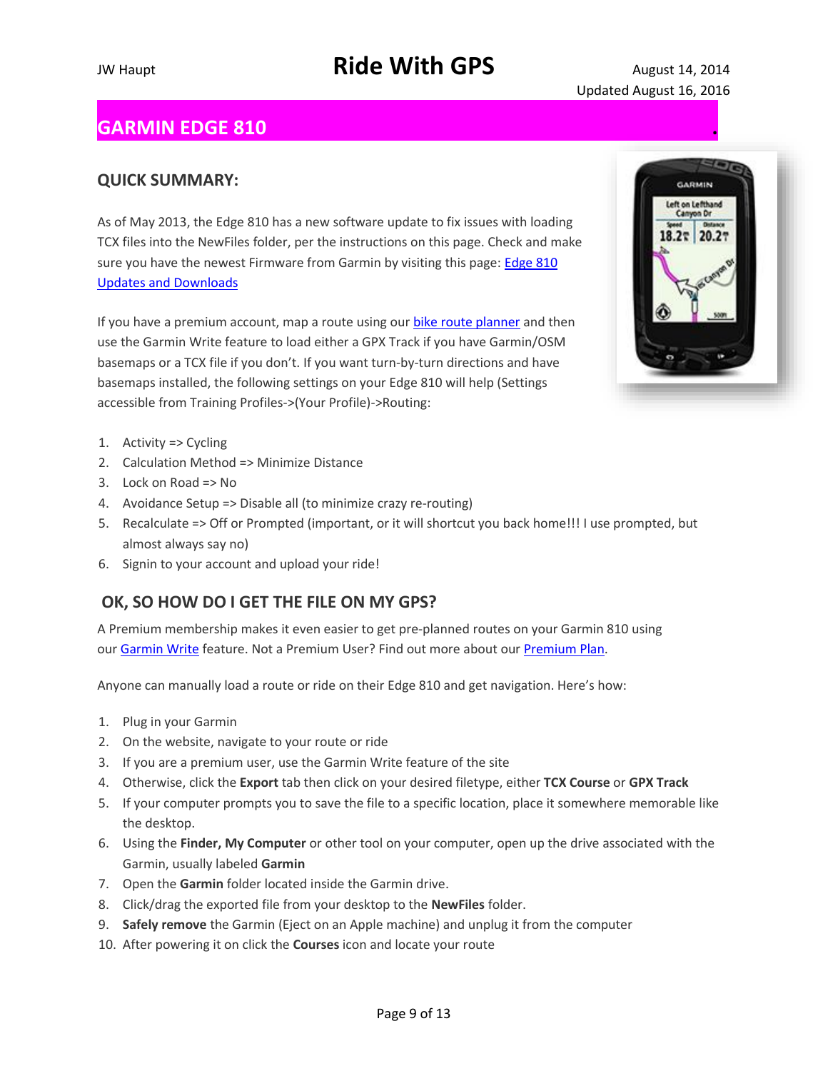# GARMIN EDGE 810

## QUICK SUMMARY:

As of May 2013, the Edge 810 has a new software update to fix issues with loading TCX files into the NewFiles folder, per the instructions on this page. Check and make sure you have the newest Firmware from Garmin by visiting this page: Edge 810 Updates and Downloads

If you have a premium account, map a route using our bike route planner and then use the Garmin Write feature to load either a GPX Track if you have Garmin/OSM basemaps or a TCX file if you don't. If you want turn-by-turn directions and have basemaps installed, the following settings on your Edge 810 will help (Settings accessible from Training Profiles->(Your Profile)->Routing:

1. Activity => Cycling
2. Calculation Method => Minimize Distance
3. Lock on Road => No
4. Avoidance Setup => Disable all (to minimize crazy re-routing)
5. Recalculate => Off or Prompted (important, or it will shortcut you back home!!! I use prompted, but almost always say no)
6. Signin to your account and upload your ride!

## OK, SO HOW DO I GET THE FILE ON MY GPS?

A Premium membership makes it even easier to get pre-planned routes on your Garmin 810 using our Garmin Write feature. Not a Premium User? Find out more about our Premium Plan.

Anyone can manually load a route or ride on their Edge 810 and get navigation. Here's how:

1. Plug in your Garmin
2. On the website, navigate to your route or ride
3. If you are a premium user, use the Garmin Write feature of the site
4. Otherwise, click the **Export** tab then click on your desired filetype, either **TCX Course** or **GPX Track**
5. If your computer prompts you to save the file to a specific location, place it somewhere memorable like the desktop.
6. Using the **Finder, My Computer** or other tool on your computer, open up the drive associated with the Garmin, usually labeled **Garmin**
7. Open the **Garmin** folder located inside the Garmin drive.
8. Click/drag the exported file from your desktop to the **NewFiles** folder.
9. **Safely remove** the Garmin (Eject on an Apple machine) and unplug it from the computer
10. After powering it on click the **Courses** icon and locate your route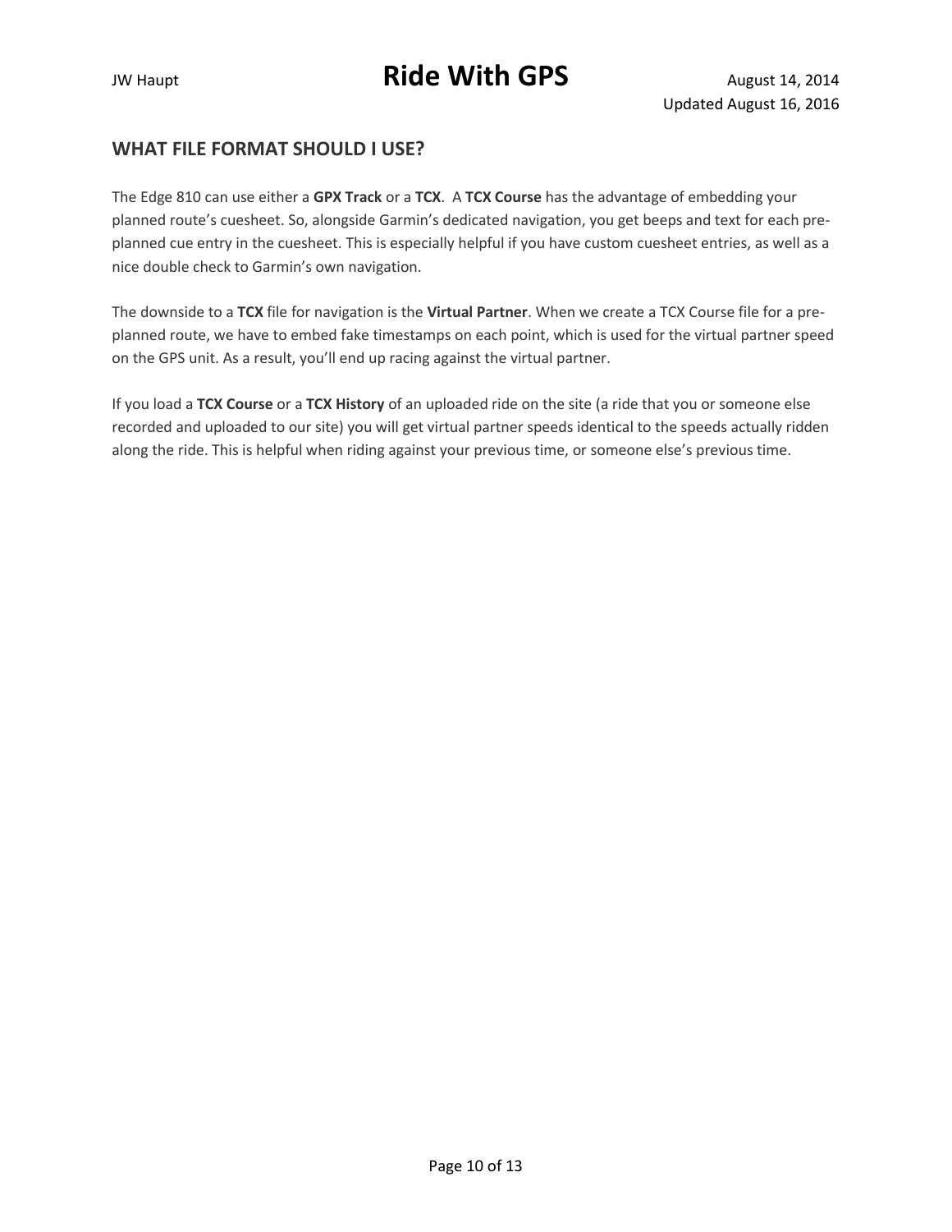## WHAT FILE FORMAT SHOULD I USE?

The Edge 810 can use either a **GPX Track** or a **TCX**. A **TCX Course** has the advantage of embedding your planned route's cuesheet. So, alongside Garmin's dedicated navigation, you get beeps and text for each pre-planned cue entry in the cuesheet. This is especially helpful if you have custom cuesheet entries, as well as a nice double check to Garmin's own navigation.

The downside to a **TCX** file for navigation is the **Virtual Partner**. When we create a TCX Course file for a pre-planned route, we have to embed fake timestamps on each point, which is used for the virtual partner speed on the GPS unit. As a result, you'll end up racing against the virtual partner.

If you load a **TCX Course** or a **TCX History** of an uploaded ride on the site (a ride that you or someone else recorded and uploaded to our site) you will get virtual partner speeds identical to the speeds actually ridden along the ride. This is helpful when riding against your previous time, or someone else's previous time.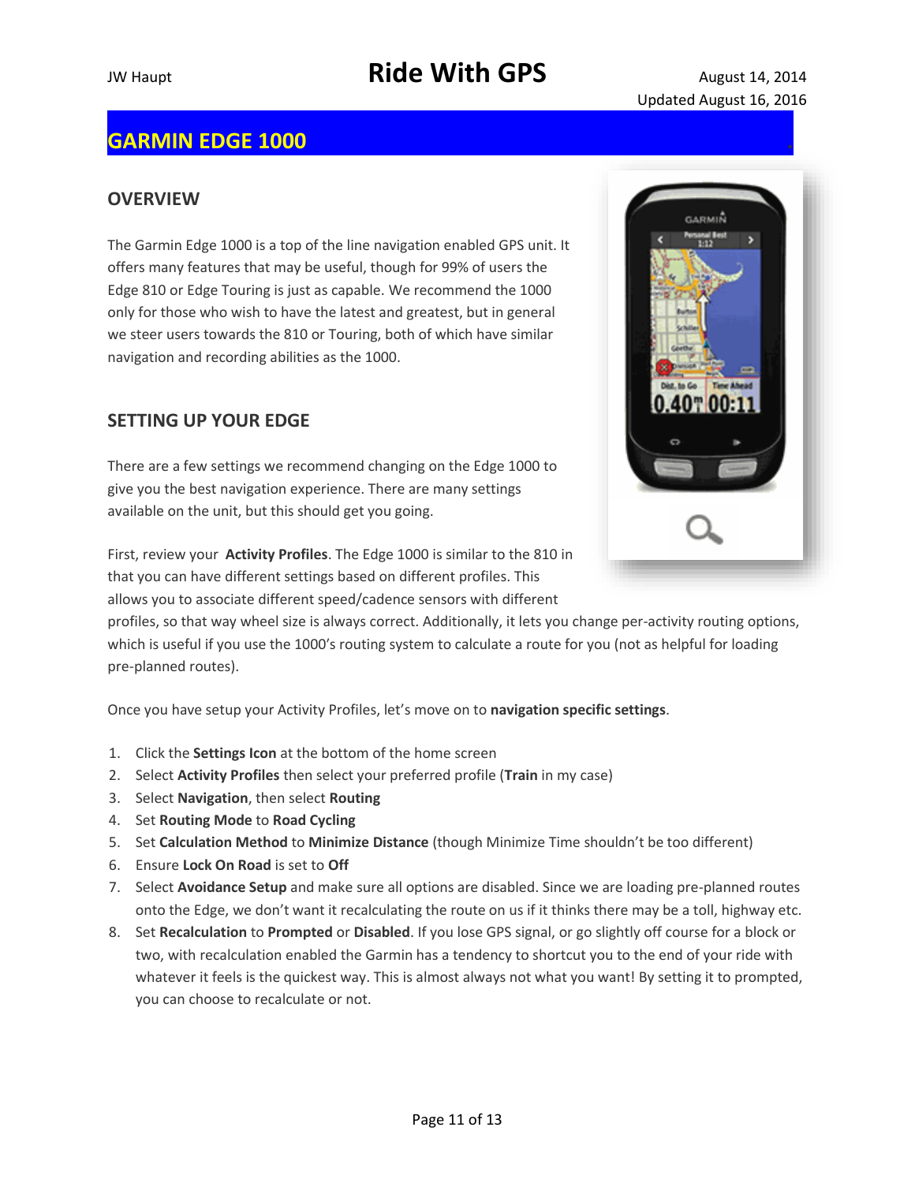## GARMIN EDGE 1000

### OVERVIEW

The Garmin Edge 1000 is a top of the line navigation enabled GPS unit. It offers many features that may be useful, though for 99% of users the Edge 810 or Edge Touring is just as capable. We recommend the 1000 only for those who wish to have the latest and greatest, but in general we steer users towards the 810 or Touring, both of which have similar navigation and recording abilities as the 1000.

### SETTING UP YOUR EDGE

There are a few settings we recommend changing on the Edge 1000 to give you the best navigation experience. There are many settings available on the unit, but this should get you going.

First, review your **Activity Profiles**. The Edge 1000 is similar to the 810 in that you can have different settings based on different profiles. This allows you to associate different speed/cadence sensors with different profiles, so that way wheel size is always correct. Additionally, it lets you change per-activity routing options, which is useful if you use the 1000's routing system to calculate a route for you (not as helpful for loading pre-planned routes).

Once you have setup your Activity Profiles, let's move on to **navigation specific settings**.

1. Click the **Settings Icon** at the bottom of the home screen
2. Select **Activity Profiles** then select your preferred profile (**Train** in my case)
3. Select **Navigation**, then select **Routing**
4. Set **Routing Mode** to **Road Cycling**
5. Set **Calculation Method** to **Minimize Distance** (though Minimize Time shouldn't be too different)
6. Ensure **Lock On Road** is set to **Off**
7. Select **Avoidance Setup** and make sure all options are disabled. Since we are loading pre-planned routes onto the Edge, we don't want it recalculating the route on us if it thinks there may be a toll, highway etc.
8. Set **Recalculation** to **Prompted** or **Disabled**. If you lose GPS signal, or go slightly off course for a block or two, with recalculation enabled the Garmin has a tendency to shortcut you to the end of your ride with whatever it feels is the quickest way. This is almost always not what you want! By setting it to prompted, you can choose to recalculate or not.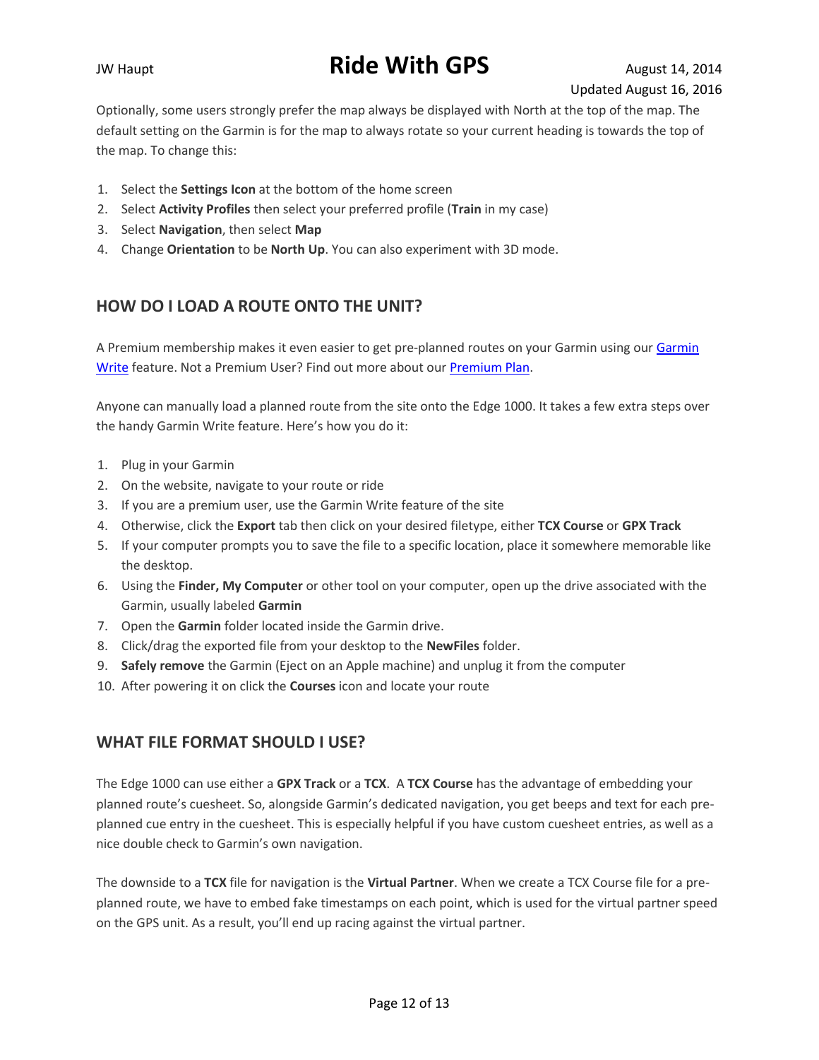Optionally, some users strongly prefer the map always be displayed with North at the top of the map. The default setting on the Garmin is for the map to always rotate so your current heading is towards the top of the map. To change this:

1. Select the **Settings Icon** at the bottom of the home screen
2. Select **Activity Profiles** then select your preferred profile (**Train** in my case)
3. Select **Navigation**, then select **Map**
4. Change **Orientation** to be **North Up**. You can also experiment with 3D mode.

## HOW DO I LOAD A ROUTE ONTO THE UNIT?

A Premium membership makes it even easier to get pre-planned routes on your Garmin using our Garmin Write feature. Not a Premium User? Find out more about our Premium Plan.

Anyone can manually load a planned route from the site onto the Edge 1000. It takes a few extra steps over the handy Garmin Write feature. Here's how you do it:

1. Plug in your Garmin
2. On the website, navigate to your route or ride
3. If you are a premium user, use the Garmin Write feature of the site
4. Otherwise, click the **Export** tab then click on your desired filetype, either **TCX Course** or **GPX Track**
5. If your computer prompts you to save the file to a specific location, place it somewhere memorable like the desktop.
6. Using the **Finder, My Computer** or other tool on your computer, open up the drive associated with the Garmin, usually labeled **Garmin**
7. Open the **Garmin** folder located inside the Garmin drive.
8. Click/drag the exported file from your desktop to the **NewFiles** folder.
9. **Safely remove** the Garmin (Eject on an Apple machine) and unplug it from the computer
10. After powering it on click the **Courses** icon and locate your route

## WHAT FILE FORMAT SHOULD I USE?

The Edge 1000 can use either a **GPX Track** or a **TCX**. A **TCX Course** has the advantage of embedding your planned route's cuesheet. So, alongside Garmin's dedicated navigation, you get beeps and text for each pre-planned cue entry in the cuesheet. This is especially helpful if you have custom cuesheet entries, as well as a nice double check to Garmin's own navigation.

The downside to a **TCX** file for navigation is the **Virtual Partner**. When we create a TCX Course file for a pre-planned route, we have to embed fake timestamps on each point, which is used for the virtual partner speed on the GPS unit. As a result, you'll end up racing against the virtual partner.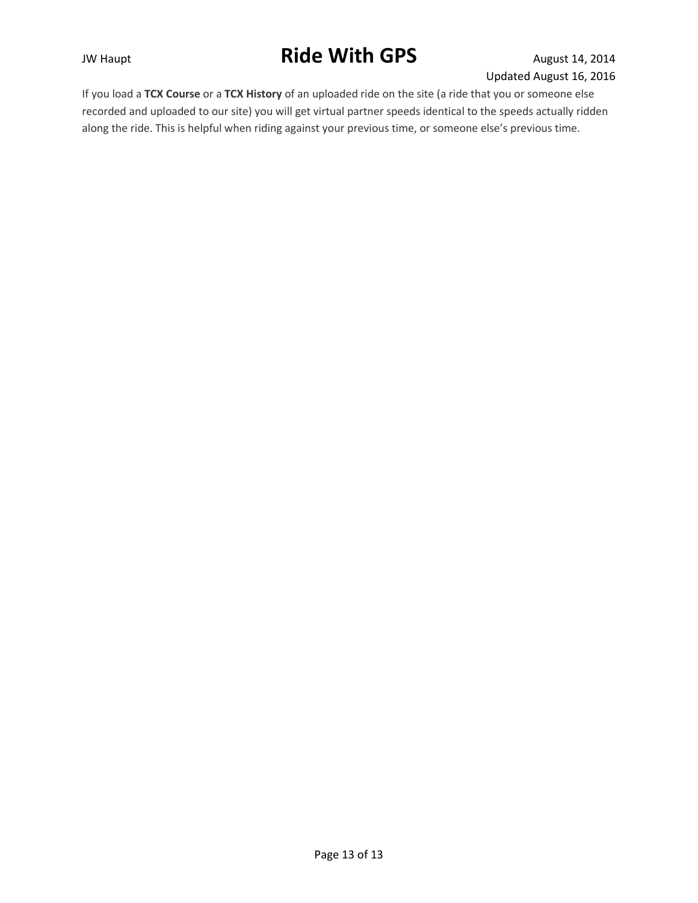If you load a **TCX Course** or a **TCX History** of an uploaded ride on the site (a ride that you or someone else recorded and uploaded to our site) you will get virtual partner speeds identical to the speeds actually ridden along the ride. This is helpful when riding against your previous time, or someone else's previous time.